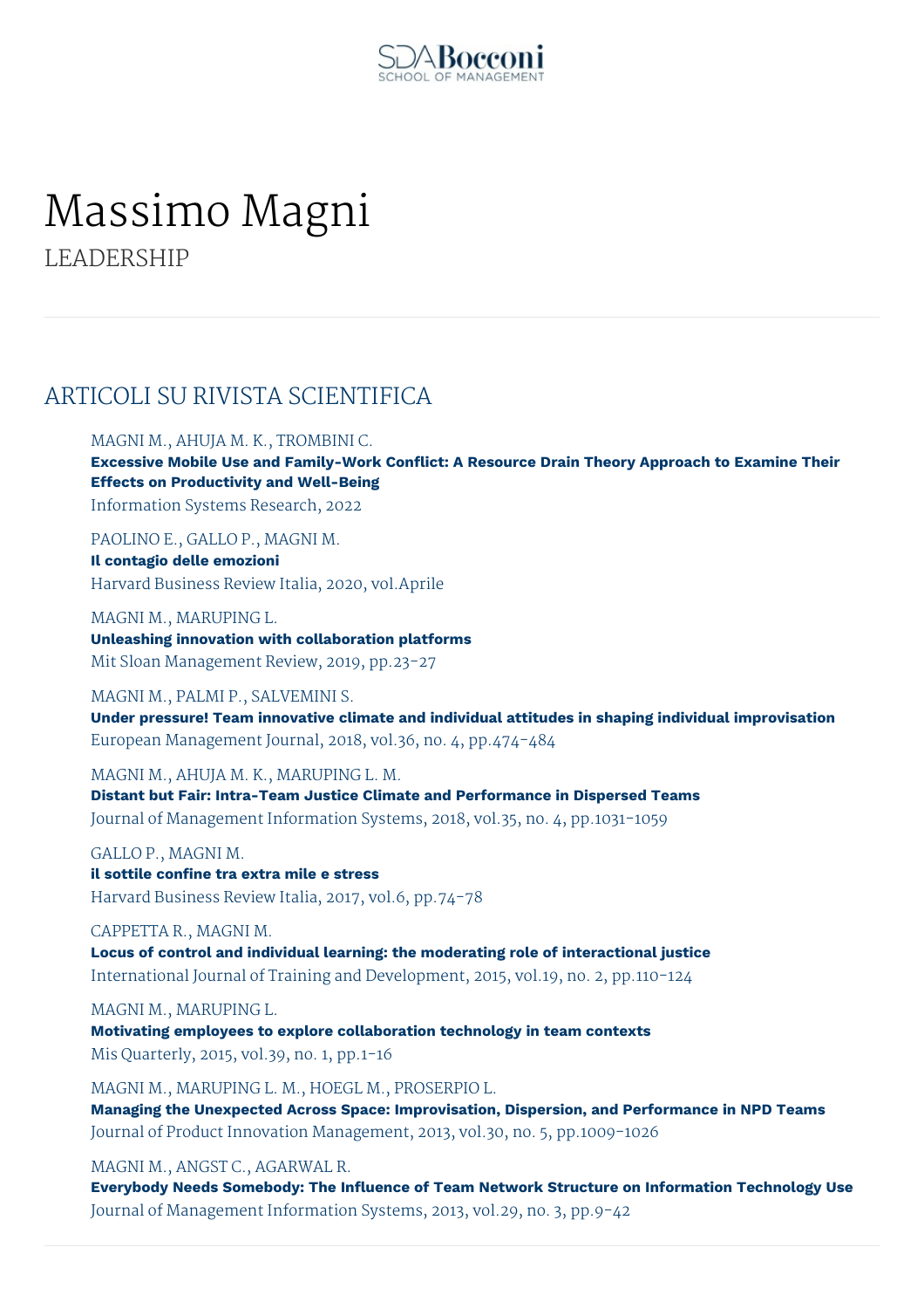SDA Bocconi
SCHOOL OF MANAGEMENT

# Massimo Magni

LEADERSHIP

## ARTICOLI SU RIVISTA SCIENTIFICA

MAGNI M., AHUJA M. K., TROMBINI C.
**Excessive Mobile Use and Family-Work Conflict: A Resource Drain Theory Approach to Examine Their Effects on Productivity and Well-Being**
Information Systems Research, 2022

PAOLINO E., GALLO P., MAGNI M.
**Il contagio delle emozioni**
Harvard Business Review Italia, 2020, vol.Aprile

MAGNI M., MARUPING L.
**Unleashing innovation with collaboration platforms**
Mit Sloan Management Review, 2019, pp.23-27

MAGNI M., PALMI P., SALVEMINI S.
**Under pressure! Team innovative climate and individual attitudes in shaping individual improvisation**
European Management Journal, 2018, vol.36, no. 4, pp.474-484

MAGNI M., AHUJA M. K., MARUPING L. M.
**Distant but Fair: Intra-Team Justice Climate and Performance in Dispersed Teams**
Journal of Management Information Systems, 2018, vol.35, no. 4, pp.1031-1059

GALLO P., MAGNI M.
**il sottile confine tra extra mile e stress**
Harvard Business Review Italia, 2017, vol.6, pp.74-78

CAPPETTA R., MAGNI M.
**Locus of control and individual learning: the moderating role of interactional justice**
International Journal of Training and Development, 2015, vol.19, no. 2, pp.110-124

MAGNI M., MARUPING L.
**Motivating employees to explore collaboration technology in team contexts**
Mis Quarterly, 2015, vol.39, no. 1, pp.1-16

MAGNI M., MARUPING L. M., HOEGL M., PROSERPIO L.
**Managing the Unexpected Across Space: Improvisation, Dispersion, and Performance in NPD Teams**
Journal of Product Innovation Management, 2013, vol.30, no. 5, pp.1009-1026

MAGNI M., ANGST C., AGARWAL R.
**Everybody Needs Somebody: The Influence of Team Network Structure on Information Technology Use**
Journal of Management Information Systems, 2013, vol.29, no. 3, pp.9-42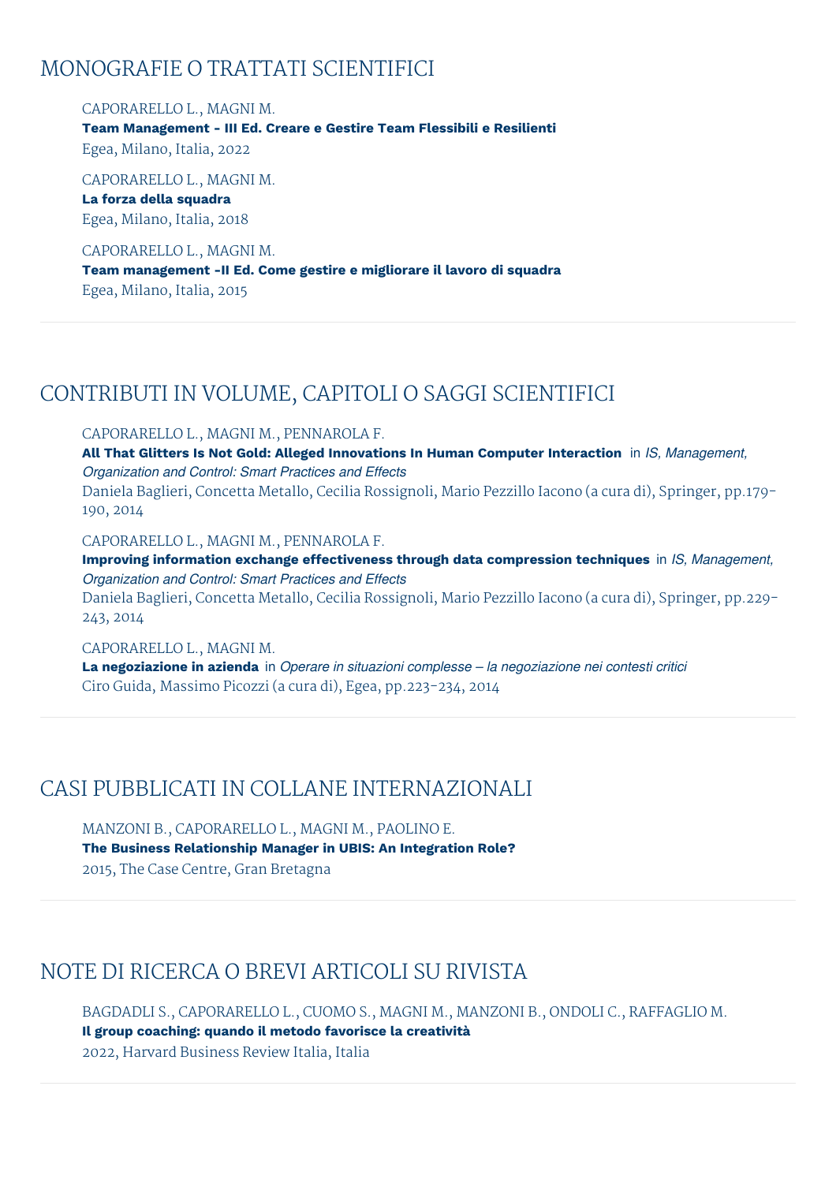## MONOGRAFIE O TRATTATI SCIENTIFICI

CAPORARELLO L., MAGNI M.
**Team Management - III Ed. Creare e Gestire Team Flessibili e Resilienti**
Egea, Milano, Italia, 2022

CAPORARELLO L., MAGNI M.
**La forza della squadra**
Egea, Milano, Italia, 2018

CAPORARELLO L., MAGNI M.
**Team management -II Ed. Come gestire e migliorare il lavoro di squadra**
Egea, Milano, Italia, 2015

## CONTRIBUTI IN VOLUME, CAPITOLI O SAGGI SCIENTIFICI

CAPORARELLO L., MAGNI M., PENNAROLA F.
**All That Glitters Is Not Gold: Alleged Innovations In Human Computer Interaction** in *IS, Management, Organization and Control: Smart Practices and Effects*
Daniela Baglieri, Concetta Metallo, Cecilia Rossignoli, Mario Pezzillo Iacono (a cura di), Springer, pp.179-190, 2014

CAPORARELLO L., MAGNI M., PENNAROLA F.
**Improving information exchange effectiveness through data compression techniques** in *IS, Management, Organization and Control: Smart Practices and Effects*
Daniela Baglieri, Concetta Metallo, Cecilia Rossignoli, Mario Pezzillo Iacono (a cura di), Springer, pp.229-243, 2014

CAPORARELLO L., MAGNI M.
**La negoziazione in azienda** in *Operare in situazioni complesse – la negoziazione nei contesti critici*
Ciro Guida, Massimo Picozzi (a cura di), Egea, pp.223-234, 2014

## CASI PUBBLICATI IN COLLANE INTERNAZIONALI

MANZONI B., CAPORARELLO L., MAGNI M., PAOLINO E.
**The Business Relationship Manager in UBIS: An Integration Role?**
2015, The Case Centre, Gran Bretagna

## NOTE DI RICERCA O BREVI ARTICOLI SU RIVISTA

BAGDADLI S., CAPORARELLO L., CUOMO S., MAGNI M., MANZONI B., ONDOLI C., RAFFAGLIO M.
**Il group coaching: quando il metodo favorisce la creatività**
2022, Harvard Business Review Italia, Italia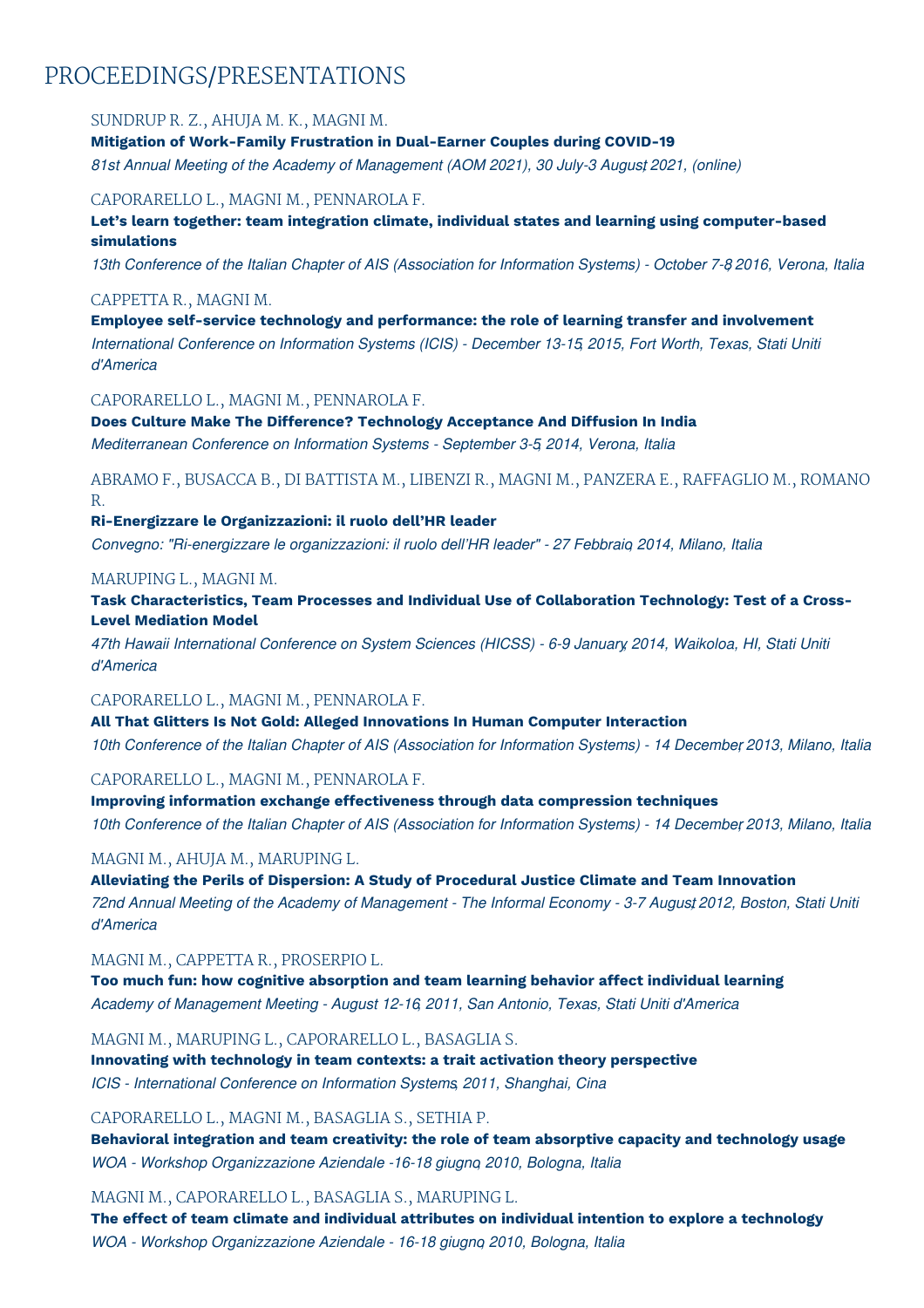# PROCEEDINGS/PRESENTATIONS

SUNDRUP R. Z., AHUJA M. K., MAGNI M.

**Mitigation of Work-Family Frustration in Dual-Earner Couples during COVID-19**

*81st Annual Meeting of the Academy of Management (AOM 2021), 30 July-3 August, 2021, (online)*

CAPORARELLO L., MAGNI M., PENNAROLA F.

**Let's learn together: team integration climate, individual states and learning using computer-based simulations**

*13th Conference of the Italian Chapter of AIS (Association for Information Systems) - October 7-8, 2016, Verona, Italia*

CAPPETTA R., MAGNI M.

**Employee self-service technology and performance: the role of learning transfer and involvement**

*International Conference on Information Systems (ICIS) - December 13-15, 2015, Fort Worth, Texas, Stati Uniti d'America*

CAPORARELLO L., MAGNI M., PENNAROLA F.

**Does Culture Make The Difference? Technology Acceptance And Diffusion In India**

*Mediterranean Conference on Information Systems - September 3-5, 2014, Verona, Italia*

ABRAMO F., BUSACCA B., DI BATTISTA M., LIBENZI R., MAGNI M., PANZERA E., RAFFAGLIO M., ROMANO R.

**Ri-Energizzare le Organizzazioni: il ruolo dell'HR leader**

*Convegno: "Ri-energizzare le organizzazioni: il ruolo dell'HR leader" - 27 Febbraio, 2014, Milano, Italia*

MARUPING L., MAGNI M.

**Task Characteristics, Team Processes and Individual Use of Collaboration Technology: Test of a Cross-Level Mediation Model**

*47th Hawaii International Conference on System Sciences (HICSS) - 6-9 January, 2014, Waikoloa, HI, Stati Uniti d'America*

CAPORARELLO L., MAGNI M., PENNAROLA F.

**All That Glitters Is Not Gold: Alleged Innovations In Human Computer Interaction**

*10th Conference of the Italian Chapter of AIS (Association for Information Systems) - 14 December, 2013, Milano, Italia*

CAPORARELLO L., MAGNI M., PENNAROLA F.

**Improving information exchange effectiveness through data compression techniques**

*10th Conference of the Italian Chapter of AIS (Association for Information Systems) - 14 December, 2013, Milano, Italia*

MAGNI M., AHUJA M., MARUPING L.

**Alleviating the Perils of Dispersion: A Study of Procedural Justice Climate and Team Innovation**

*72nd Annual Meeting of the Academy of Management - The Informal Economy - 3-7 August, 2012, Boston, Stati Uniti d'America*

MAGNI M., CAPPETTA R., PROSERPIO L.

**Too much fun: how cognitive absorption and team learning behavior affect individual learning**

*Academy of Management Meeting - August 12-16, 2011, San Antonio, Texas, Stati Uniti d'America*

MAGNI M., MARUPING L., CAPORARELLO L., BASAGLIA S.

**Innovating with technology in team contexts: a trait activation theory perspective**

*ICIS - International Conference on Information Systems, 2011, Shanghai, Cina*

CAPORARELLO L., MAGNI M., BASAGLIA S., SETHIA P.

**Behavioral integration and team creativity: the role of team absorptive capacity and technology usage**

*WOA - Workshop Organizzazione Aziendale -16-18 giugno, 2010, Bologna, Italia*

MAGNI M., CAPORARELLO L., BASAGLIA S., MARUPING L.

**The effect of team climate and individual attributes on individual intention to explore a technology**

*WOA - Workshop Organizzazione Aziendale - 16-18 giugno, 2010, Bologna, Italia*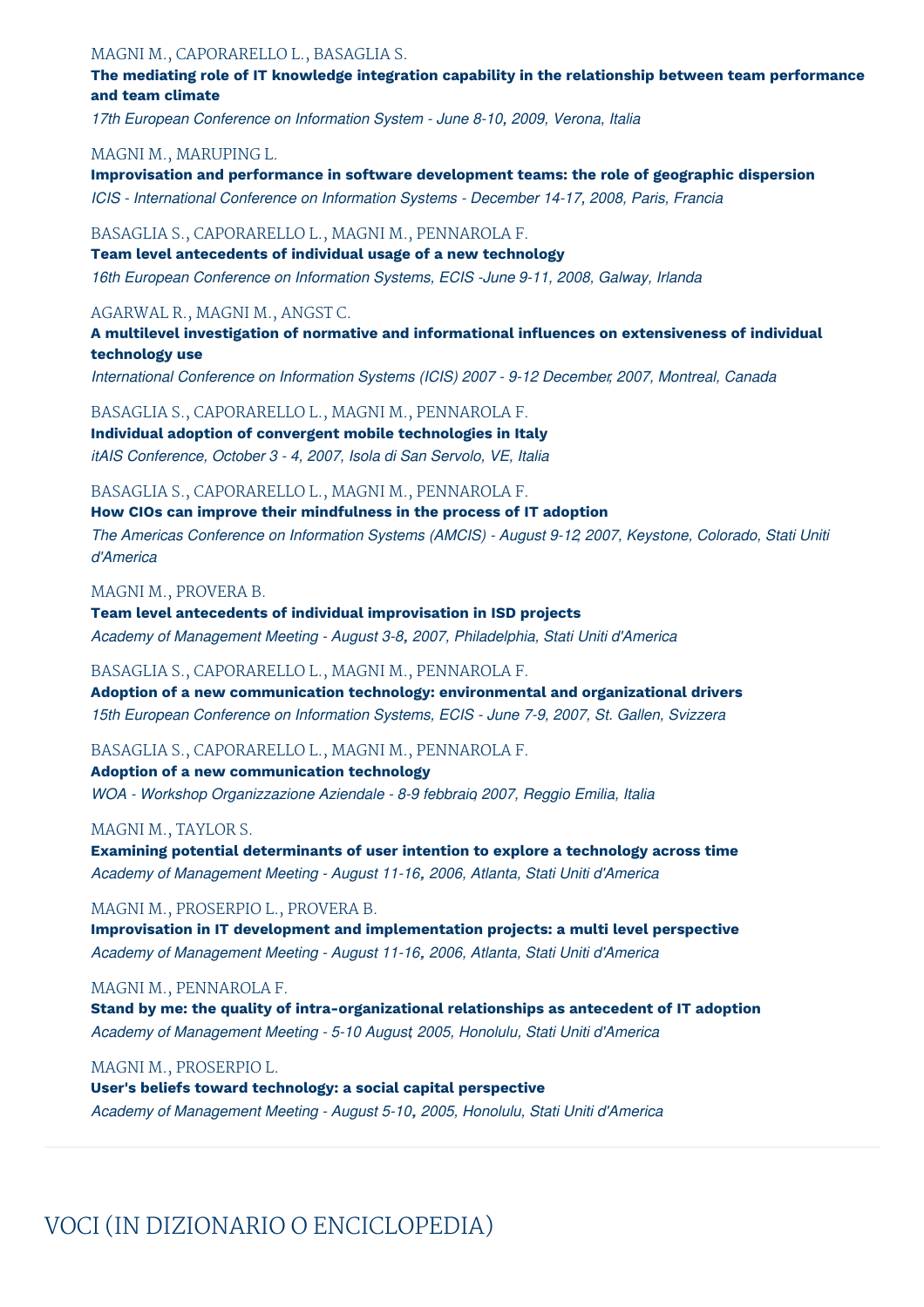MAGNI M., CAPORARELLO L., BASAGLIA S.

**The mediating role of IT knowledge integration capability in the relationship between team performance and team climate**

*17th European Conference on Information System - June 8-10, 2009, Verona, Italia*

MAGNI M., MARUPING L.

**Improvisation and performance in software development teams: the role of geographic dispersion**

*ICIS - International Conference on Information Systems - December 14-17, 2008, Paris, Francia*

BASAGLIA S., CAPORARELLO L., MAGNI M., PENNAROLA F.

**Team level antecedents of individual usage of a new technology**

*16th European Conference on Information Systems, ECIS -June 9-11, 2008, Galway, Irlanda*

AGARWAL R., MAGNI M., ANGST C.

**A multilevel investigation of normative and informational influences on extensiveness of individual technology use**

*International Conference on Information Systems (ICIS) 2007 - 9-12 December, 2007, Montreal, Canada*

BASAGLIA S., CAPORARELLO L., MAGNI M., PENNAROLA F.

**Individual adoption of convergent mobile technologies in Italy**

*itAIS Conference, October 3 - 4, 2007, Isola di San Servolo, VE, Italia*

BASAGLIA S., CAPORARELLO L., MAGNI M., PENNAROLA F.

**How CIOs can improve their mindfulness in the process of IT adoption**

*The Americas Conference on Information Systems (AMCIS) - August 9-12, 2007, Keystone, Colorado, Stati Uniti d'America*

MAGNI M., PROVERA B.

**Team level antecedents of individual improvisation in ISD projects**

*Academy of Management Meeting - August 3-8, 2007, Philadelphia, Stati Uniti d'America*

BASAGLIA S., CAPORARELLO L., MAGNI M., PENNAROLA F.

**Adoption of a new communication technology: environmental and organizational drivers**

*15th European Conference on Information Systems, ECIS - June 7-9, 2007, St. Gallen, Svizzera*

BASAGLIA S., CAPORARELLO L., MAGNI M., PENNAROLA F.

**Adoption of a new communication technology**

*WOA - Workshop Organizzazione Aziendale - 8-9 febbraio 2007, Reggio Emilia, Italia*

MAGNI M., TAYLOR S.

**Examining potential determinants of user intention to explore a technology across time**

*Academy of Management Meeting - August 11-16, 2006, Atlanta, Stati Uniti d'America*

MAGNI M., PROSERPIO L., PROVERA B.

**Improvisation in IT development and implementation projects: a multi level perspective**

*Academy of Management Meeting - August 11-16, 2006, Atlanta, Stati Uniti d'America*

MAGNI M., PENNAROLA F.

**Stand by me: the quality of intra-organizational relationships as antecedent of IT adoption**

*Academy of Management Meeting - 5-10 August, 2005, Honolulu, Stati Uniti d'America*

MAGNI M., PROSERPIO L.

**User's beliefs toward technology: a social capital perspective**

*Academy of Management Meeting - August 5-10, 2005, Honolulu, Stati Uniti d'America*

## VOCI (IN DIZIONARIO O ENCICLOPEDIA)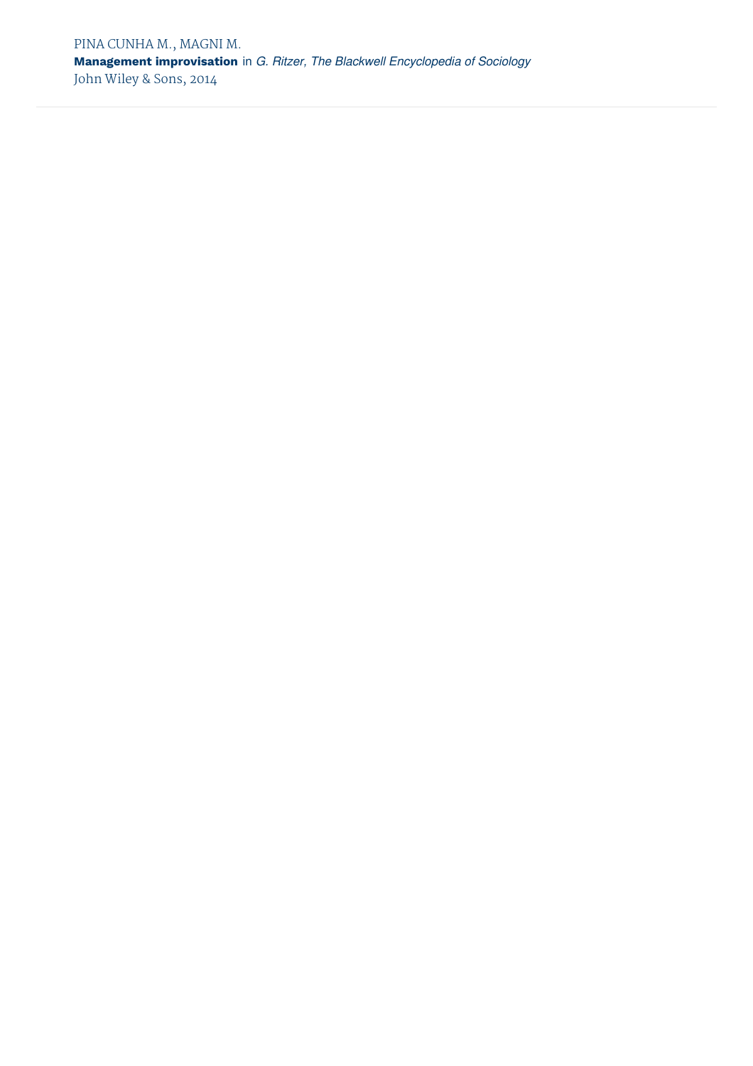PINA CUNHA M., MAGNI M.

**Management improvisation** in *G. Ritzer, The Blackwell Encyclopedia of Sociology*

John Wiley & Sons, 2014